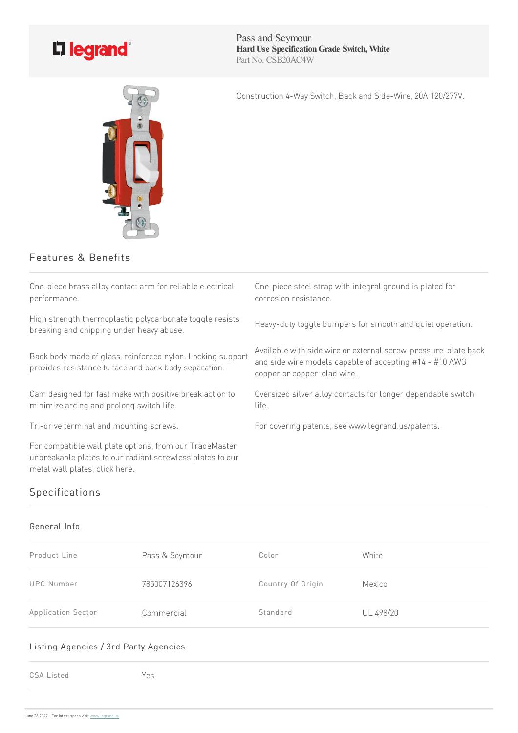legrand

Pass and Seymour
**Hard Use Specification Grade Switch, White**
Part No. CSB20AC4W

Construction 4-Way Switch, Back and Side-Wire, 20A 120/277V.

## Features & Benefits

One-piece brass alloy contact arm for reliable electrical performance.

High strength thermoplastic polycarbonate toggle resists breaking and chipping under heavy abuse.

Back body made of glass-reinforced nylon. Locking support provides resistance to face and back body separation.

Cam designed for fast make with positive break action to minimize arcing and prolong switch life.

Tri-drive terminal and mounting screws.

For compatible wall plate options, from our TradeMaster unbreakable plates to our radiant screwless plates to our metal wall plates, click here.

One-piece steel strap with integral ground is plated for corrosion resistance.

Heavy-duty toggle bumpers for smooth and quiet operation.

Available with side wire or external screw-pressure-plate back and side wire models capable of accepting #14 - #10 AWG copper or copper-clad wire.

Oversized silver alloy contacts for longer dependable switch life.

For covering patents, see www.legrand.us/patents.

## Specifications

### General Info

| | | | |
|---|---|---|---|
| Product Line | Pass & Seymour | Color | White |
| UPC Number | 785007126396 | Country Of Origin | Mexico |
| Application Sector | Commercial | Standard | UL 498/20 |

### Listing Agencies / 3rd Party Agencies

| | |
|---|---|
| CSA Listed | Yes |

June 28 2022 - For latest specs visit www.legrand.us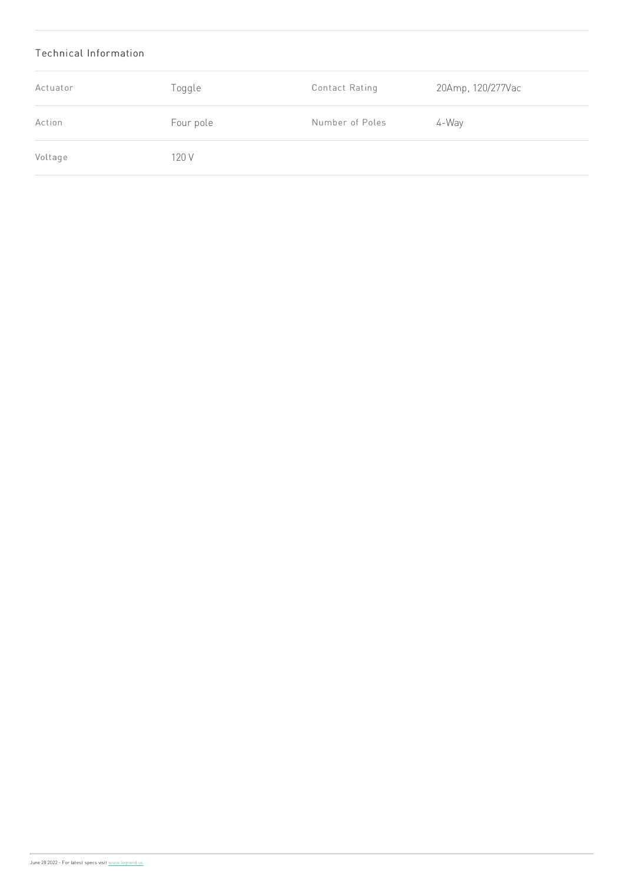## Technical Information

| | | | |
|---|---|---|---|
| Actuator | Toggle | Contact Rating | 20Amp, 120/277Vac |
| Action | Four pole | Number of Poles | 4-Way |
| Voltage | 120 V | | |

June 28 2022 - For latest specs visit www.legrand.us